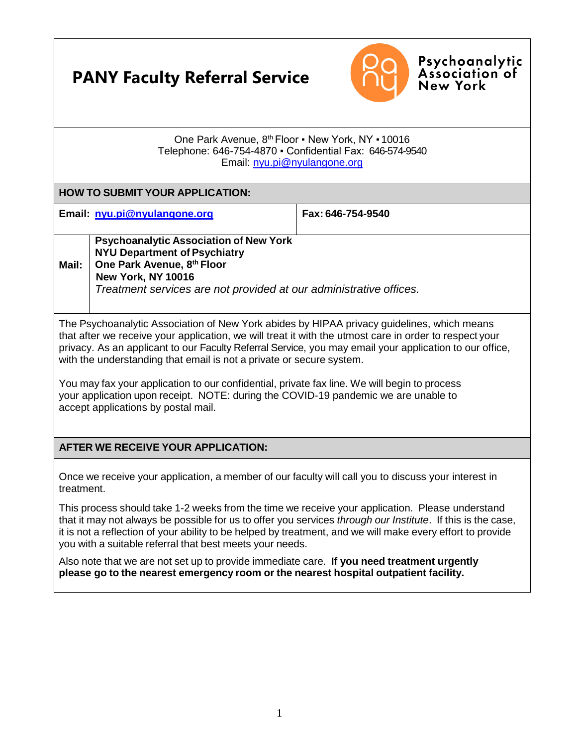# PANY Faculty Referral Service

Psychoanalytic Association of New York

One Park Avenue, 8th Floor ▪ New York, NY ▪ 10016
Telephone: 646-754-4870 ▪ Confidential Fax: 646-574-9540
Email: nyu.pi@nyulangone.org

## HOW TO SUBMIT YOUR APPLICATION:

| **Email: nyu.pi@nyulangone.org** | **Fax: 646-754-9540** |
|---|---|

**Mail:**

**Psychoanalytic Association of New York**
**NYU Department of Psychiatry**
**One Park Avenue, 8th Floor**
**New York, NY 10016**
*Treatment services are not provided at our administrative offices.*

The Psychoanalytic Association of New York abides by HIPAA privacy guidelines, which means that after we receive your application, we will treat it with the utmost care in order to respect your privacy. As an applicant to our Faculty Referral Service, you may email your application to our office, with the understanding that email is not a private or secure system.

You may fax your application to our confidential, private fax line. We will begin to process your application upon receipt. NOTE: during the COVID-19 pandemic we are unable to accept applications by postal mail.

## AFTER WE RECEIVE YOUR APPLICATION:

Once we receive your application, a member of our faculty will call you to discuss your interest in treatment.

This process should take 1-2 weeks from the time we receive your application. Please understand that it may not always be possible for us to offer you services *through our Institute*. If this is the case, it is not a reflection of your ability to be helped by treatment, and we will make every effort to provide you with a suitable referral that best meets your needs.

Also note that we are not set up to provide immediate care. **If you need treatment urgently please go to the nearest emergency room or the nearest hospital outpatient facility.**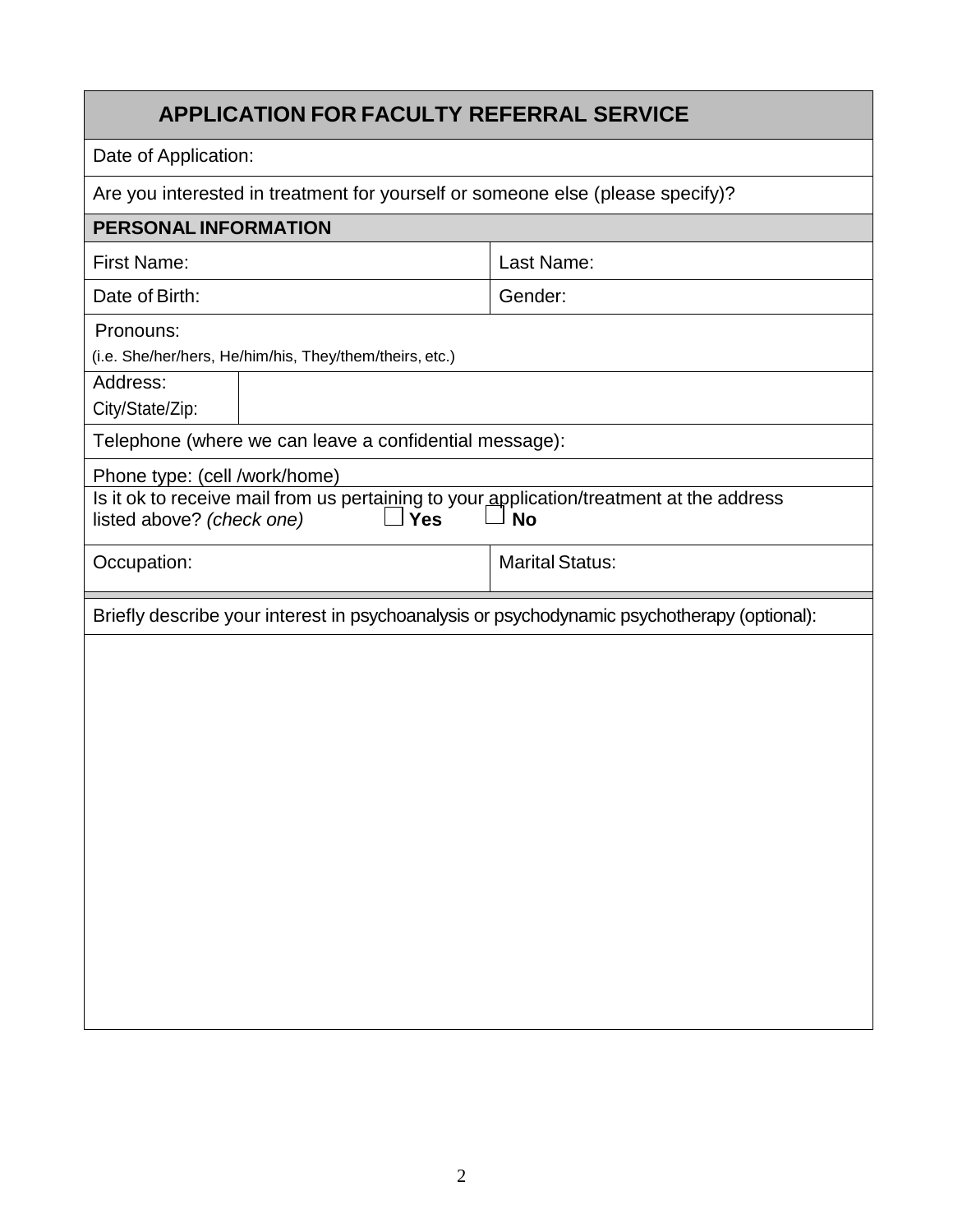## APPLICATION FOR FACULTY REFERRAL SERVICE

| | |
|---|---|
| Date of Application: | |
| Are you interested in treatment for yourself or someone else (please specify)? | |
| **PERSONAL INFORMATION** | |
| First Name: | Last Name: |
| Date of Birth: | Gender: |
| Pronouns: (i.e. She/her/hers, He/him/his, They/them/theirs, etc.) | |
| Address: City/State/Zip: | |
| Telephone (where we can leave a confidential message): | |
| Phone type: (cell /work/home) | |
| Is it ok to receive mail from us pertaining to your application/treatment at the address listed above? *(check one)* ☐ **Yes** ☐ **No** | |
| Occupation: | Marital Status: |
| Briefly describe your interest in psychoanalysis or psychodynamic psychotherapy (optional): | |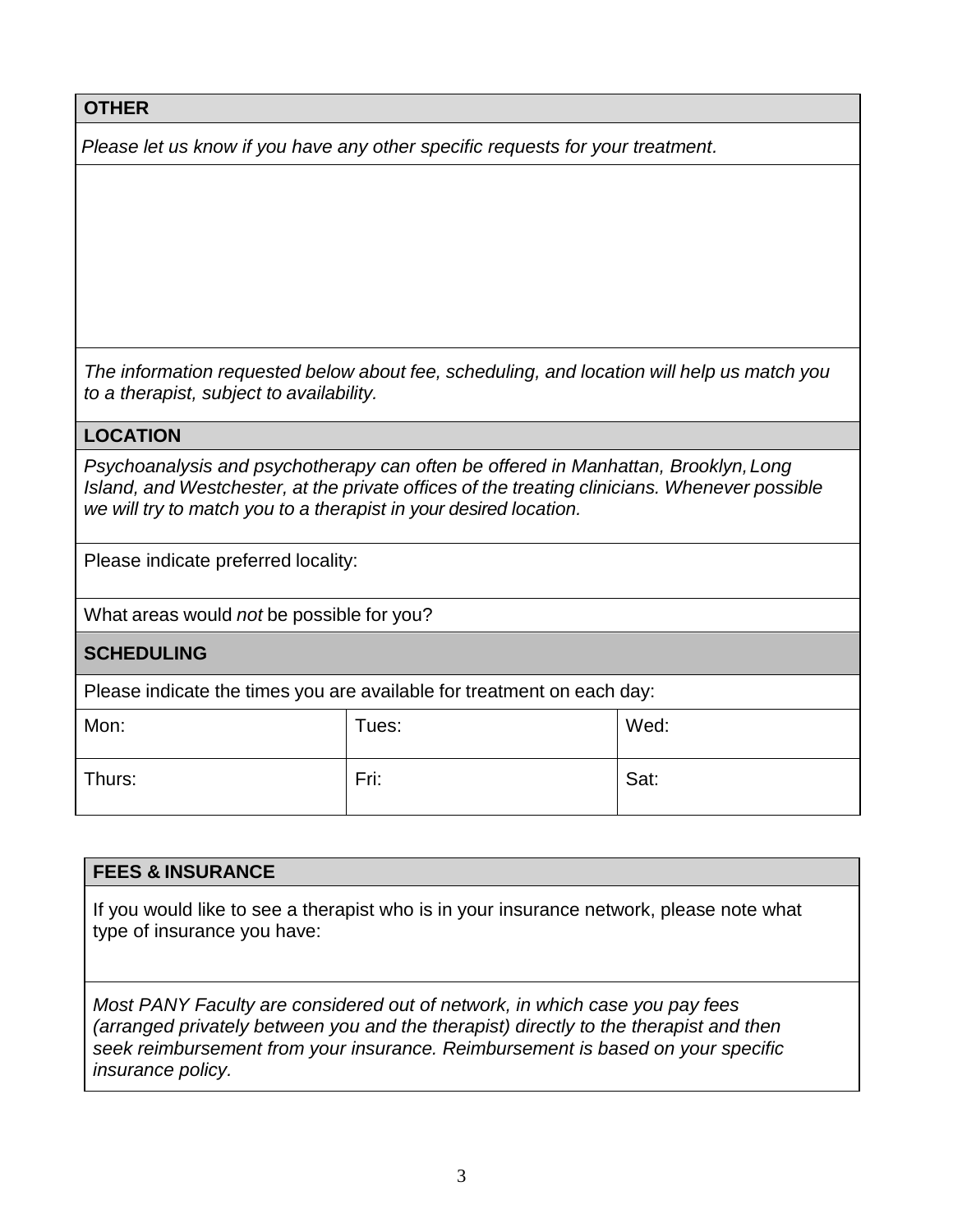## OTHER

*Please let us know if you have any other specific requests for your treatment.*

*The information requested below about fee, scheduling, and location will help us match you to a therapist, subject to availability.*

## LOCATION

*Psychoanalysis and psychotherapy can often be offered in Manhattan, Brooklyn, Long Island, and Westchester, at the private offices of the treating clinicians. Whenever possible we will try to match you to a therapist in your desired location.*

Please indicate preferred locality:

What areas would *not* be possible for you?

## SCHEDULING

Please indicate the times you are available for treatment on each day:

| Mon: | Tues: | Wed: |
|---|---|---|
| Thurs: | Fri: | Sat: |

## FEES & INSURANCE

If you would like to see a therapist who is in your insurance network, please note what type of insurance you have:

*Most PANY Faculty are considered out of network, in which case you pay fees (arranged privately between you and the therapist) directly to the therapist and then seek reimbursement from your insurance. Reimbursement is based on your specific insurance policy.*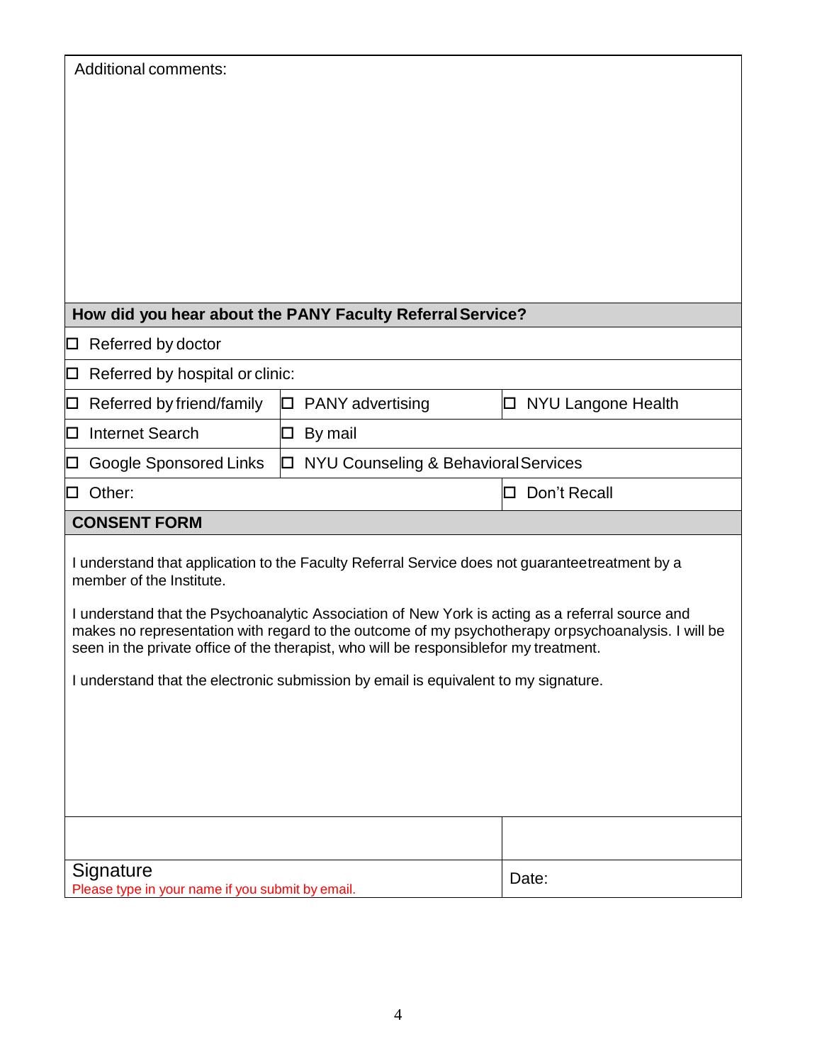Additional comments:

## How did you hear about the PANY Faculty Referral Service?

| | | |
|---|---|---|
| ☐ Referred by doctor | | |
| ☐ Referred by hospital or clinic: | | |
| ☐ Referred by friend/family | ☐ PANY advertising | ☐ NYU Langone Health |
| ☐ Internet Search | ☐ By mail | |
| ☐ Google Sponsored Links | ☐ NYU Counseling & Behavioral Services | |
| ☐ Other: | | ☐ Don't Recall |

## CONSENT FORM

I understand that application to the Faculty Referral Service does not guarantee treatment by a member of the Institute.

I understand that the Psychoanalytic Association of New York is acting as a referral source and makes no representation with regard to the outcome of my psychotherapy or psychoanalysis. I will be seen in the private office of the therapist, who will be responsible for my treatment.

I understand that the electronic submission by email is equivalent to my signature.

| | |
|---|---|
| Signature<br>Please type in your name if you submit by email. | Date: |